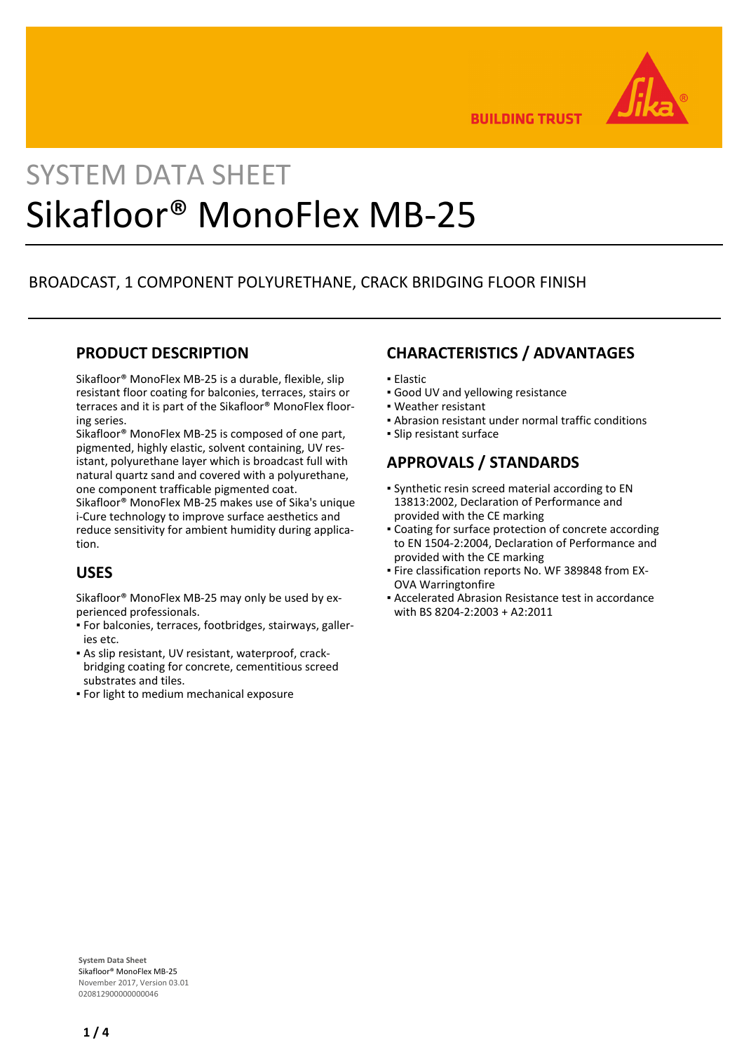SYSTEM DATA SHEET

# Sikafloor® MonoFlex MB-25

BROADCAST, 1 COMPONENT POLYURETHANE, CRACK BRIDGING FLOOR FINISH

## PRODUCT DESCRIPTION

Sikafloor® MonoFlex MB-25 is a durable, flexible, slip resistant floor coating for balconies, terraces, stairs or terraces and it is part of the Sikafloor® MonoFlex flooring series.
Sikafloor® MonoFlex MB-25 is composed of one part, pigmented, highly elastic, solvent containing, UV resistant, polyurethane layer which is broadcast full with natural quartz sand and covered with a polyurethane, one component trafficable pigmented coat.
Sikafloor® MonoFlex MB-25 makes use of Sika's unique i-Cure technology to improve surface aesthetics and reduce sensitivity for ambient humidity during application.

## USES

Sikafloor® MonoFlex MB-25 may only be used by experienced professionals.

- For balconies, terraces, footbridges, stairways, galleries etc.
- As slip resistant, UV resistant, waterproof, crack-bridging coating for concrete, cementitious screed substrates and tiles.
- For light to medium mechanical exposure

## CHARACTERISTICS / ADVANTAGES

- Elastic
- Good UV and yellowing resistance
- Weather resistant
- Abrasion resistant under normal traffic conditions
- Slip resistant surface

## APPROVALS / STANDARDS

- Synthetic resin screed material according to EN 13813:2002, Declaration of Performance and provided with the CE marking
- Coating for surface protection of concrete according to EN 1504-2:2004, Declaration of Performance and provided with the CE marking
- Fire classification reports No. WF 389848 from EXOVA Warringtonfire
- Accelerated Abrasion Resistance test in accordance with BS 8204-2:2003 + A2:2011

**System Data Sheet**
Sikafloor® MonoFlex MB-25
November 2017, Version 03.01
020812900000000046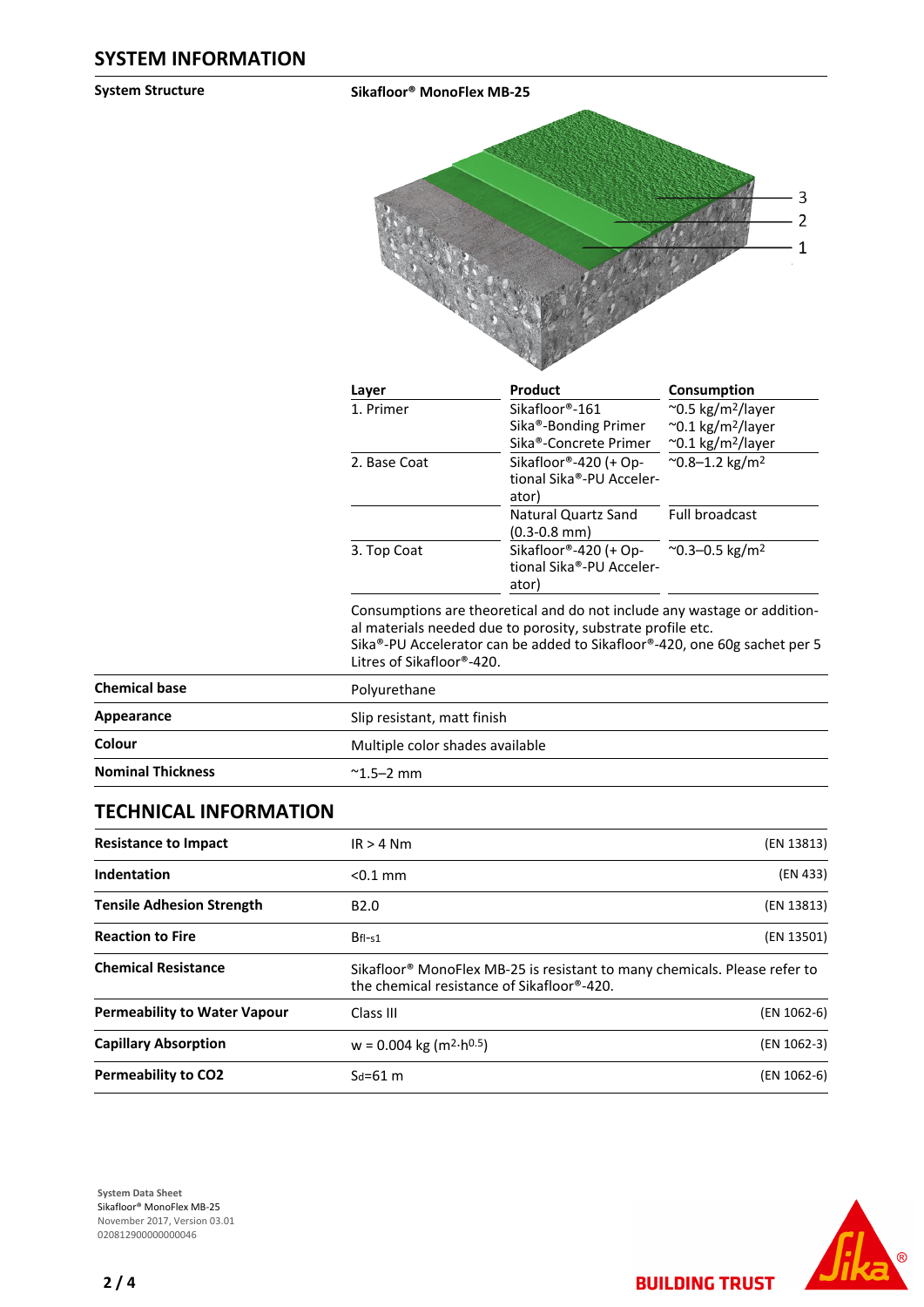## SYSTEM INFORMATION

**System Structure**

**Sikafloor® MonoFlex MB-25**

| Layer | Product | Consumption |
|---|---|---|
| 1. Primer | Sikafloor®-161<br>Sika®-Bonding Primer<br>Sika®-Concrete Primer | ~0.5 kg/m²/layer<br>~0.1 kg/m²/layer<br>~0.1 kg/m²/layer |
| 2. Base Coat | Sikafloor®-420 (+ Optional Sika®-PU Accelerator) | ~0.8–1.2 kg/m² |
| | Natural Quartz Sand (0.3-0.8 mm) | Full broadcast |
| 3. Top Coat | Sikafloor®-420 (+ Optional Sika®-PU Accelerator) | ~0.3–0.5 kg/m² |

Consumptions are theoretical and do not include any wastage or additional materials needed due to porosity, substrate profile etc.
Sika®-PU Accelerator can be added to Sikafloor®-420, one 60g sachet per 5 Litres of Sikafloor®-420.

| | |
|---|---|
| **Chemical base** | Polyurethane |
| **Appearance** | Slip resistant, matt finish |
| **Colour** | Multiple color shades available |
| **Nominal Thickness** | ~1.5–2 mm |

## TECHNICAL INFORMATION

| | | |
|---|---|---|
| **Resistance to Impact** | IR > 4 Nm | (EN 13813) |
| **Indentation** | <0.1 mm | (EN 433) |
| **Tensile Adhesion Strength** | B2.0 | (EN 13813) |
| **Reaction to Fire** | $B_{fl}$-s1 | (EN 13501) |
| **Chemical Resistance** | Sikafloor® MonoFlex MB-25 is resistant to many chemicals. Please refer to the chemical resistance of Sikafloor®-420. | |
| **Permeability to Water Vapour** | Class III | (EN 1062-6) |
| **Capillary Absorption** | w = 0.004 kg $(m^2 \cdot h^{0.5})$ | (EN 1062-3) |
| **Permeability to CO2** | $S_d$=61 m | (EN 1062-6) |

System Data Sheet
Sikafloor® MonoFlex MB-25
November 2017, Version 03.01
020812900000000046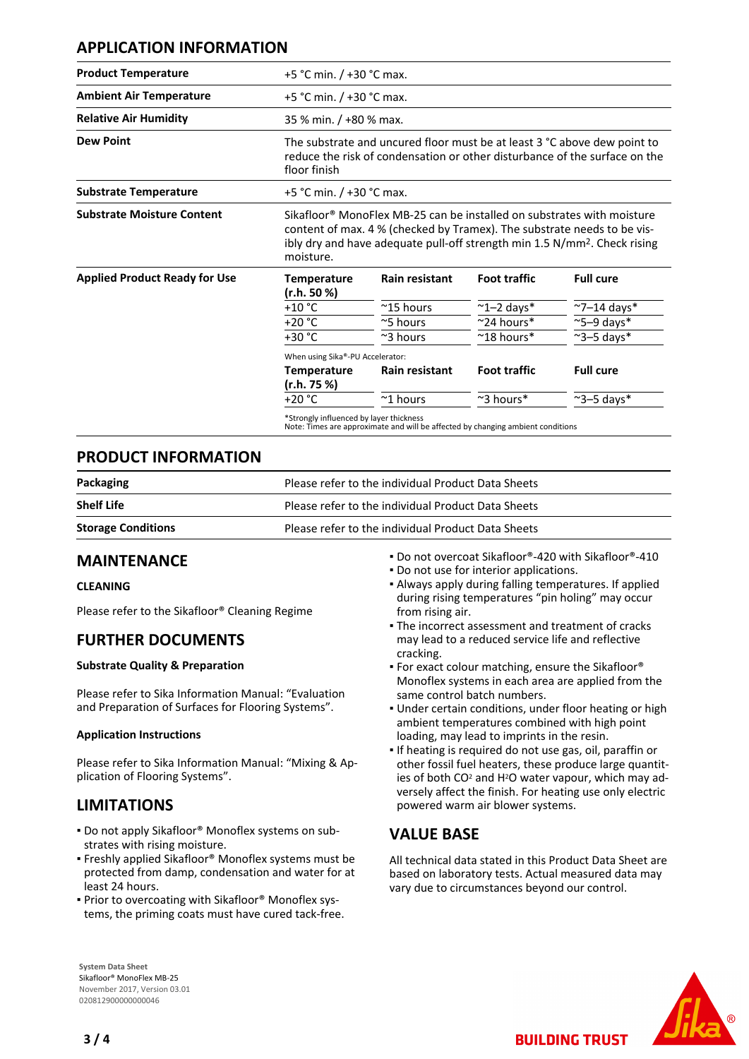## APPLICATION INFORMATION

| | |
|---|---|
| **Product Temperature** | +5 °C min. / +30 °C max. |
| **Ambient Air Temperature** | +5 °C min. / +30 °C max. |
| **Relative Air Humidity** | 35 % min. / +80 % max. |
| **Dew Point** | The substrate and uncured floor must be at least 3 °C above dew point to reduce the risk of condensation or other disturbance of the surface on the floor finish |
| **Substrate Temperature** | +5 °C min. / +30 °C max. |
| **Substrate Moisture Content** | Sikafloor® MonoFlex MB-25 can be installed on substrates with moisture content of max. 4 % (checked by Tramex). The substrate needs to be visibly dry and have adequate pull-off strength min 1.5 N/mm². Check rising moisture. |

**Applied Product Ready for Use**

| Temperature (r.h. 50 %) | Rain resistant | Foot traffic | Full cure |
|---|---|---|---|
| +10 °C | ~15 hours | ~1–2 days* | ~7–14 days* |
| +20 °C | ~5 hours | ~24 hours* | ~5–9 days* |
| +30 °C | ~3 hours | ~18 hours* | ~3–5 days* |

When using Sika®-PU Accelerator:

| Temperature (r.h. 75 %) | Rain resistant | Foot traffic | Full cure |
|---|---|---|---|
| +20 °C | ~1 hours | ~3 hours* | ~3–5 days* |

*Strongly influenced by layer thickness
Note: Times are approximate and will be affected by changing ambient conditions

## PRODUCT INFORMATION

| | |
|---|---|
| **Packaging** | Please refer to the individual Product Data Sheets |
| **Shelf Life** | Please refer to the individual Product Data Sheets |
| **Storage Conditions** | Please refer to the individual Product Data Sheets |

## MAINTENANCE

### CLEANING

Please refer to the Sikafloor® Cleaning Regime

## FURTHER DOCUMENTS

### Substrate Quality & Preparation

Please refer to Sika Information Manual: "Evaluation and Preparation of Surfaces for Flooring Systems".

### Application Instructions

Please refer to Sika Information Manual: "Mixing & Application of Flooring Systems".

## LIMITATIONS

- Do not apply Sikafloor® Monoflex systems on substrates with rising moisture.
- Freshly applied Sikafloor® Monoflex systems must be protected from damp, condensation and water for at least 24 hours.
- Prior to overcoating with Sikafloor® Monoflex systems, the priming coats must have cured tack-free.
- Do not overcoat Sikafloor®-420 with Sikafloor®-410
- Do not use for interior applications.
- Always apply during falling temperatures. If applied during rising temperatures "pin holing" may occur from rising air.
- The incorrect assessment and treatment of cracks may lead to a reduced service life and reflective cracking.
- For exact colour matching, ensure the Sikafloor® Monoflex systems in each area are applied from the same control batch numbers.
- Under certain conditions, under floor heating or high ambient temperatures combined with high point loading, may lead to imprints in the resin.
- If heating is required do not use gas, oil, paraffin or other fossil fuel heaters, these produce large quantities of both $CO_2$ and $H_2O$ water vapour, which may adversely affect the finish. For heating use only electric powered warm air blower systems.

## VALUE BASE

All technical data stated in this Product Data Sheet are based on laboratory tests. Actual measured data may vary due to circumstances beyond our control.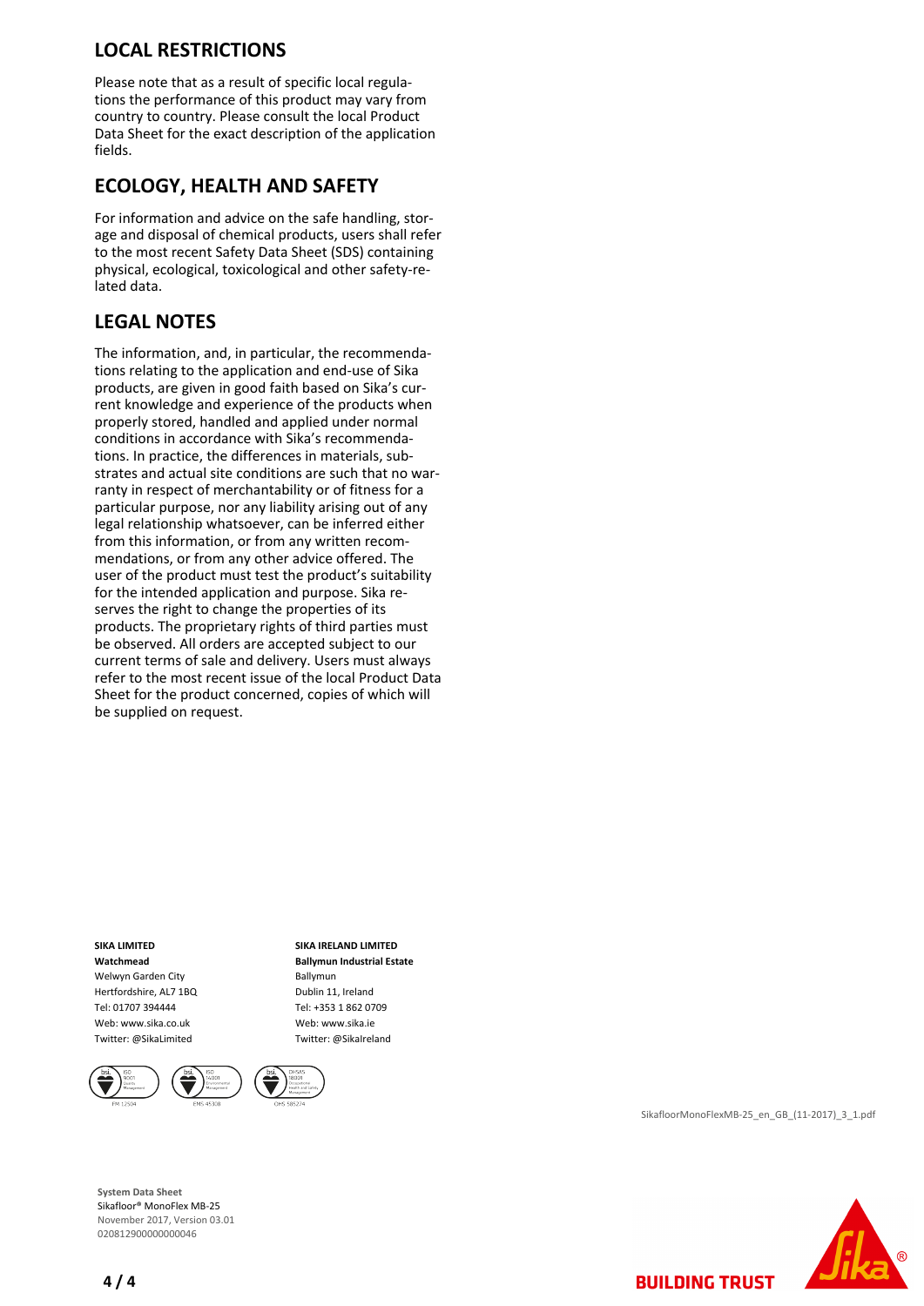## LOCAL RESTRICTIONS

Please note that as a result of specific local regulations the performance of this product may vary from country to country. Please consult the local Product Data Sheet for the exact description of the application fields.

## ECOLOGY, HEALTH AND SAFETY

For information and advice on the safe handling, storage and disposal of chemical products, users shall refer to the most recent Safety Data Sheet (SDS) containing physical, ecological, toxicological and other safety-related data.

## LEGAL NOTES

The information, and, in particular, the recommendations relating to the application and end-use of Sika products, are given in good faith based on Sika's current knowledge and experience of the products when properly stored, handled and applied under normal conditions in accordance with Sika's recommendations. In practice, the differences in materials, substrates and actual site conditions are such that no warranty in respect of merchantability or of fitness for a particular purpose, nor any liability arising out of any legal relationship whatsoever, can be inferred either from this information, or from any written recommendations, or from any other advice offered. The user of the product must test the product's suitability for the intended application and purpose. Sika reserves the right to change the properties of its products. The proprietary rights of third parties must be observed. All orders are accepted subject to our current terms of sale and delivery. Users must always refer to the most recent issue of the local Product Data Sheet for the product concerned, copies of which will be supplied on request.

**SIKA LIMITED**
**Watchmead**
Welwyn Garden City
Hertfordshire, AL7 1BQ
Tel: 01707 394444
Web: www.sika.co.uk
Twitter: @SikaLimited

**SIKA IRELAND LIMITED**
**Ballymun Industrial Estate**
Ballymun
Dublin 11, Ireland
Tel: +353 1 862 0709
Web: www.sika.ie
Twitter: @SikaIreland

FM 12504 EMS 45308 OHS 585274

SikafloorMonoFlexMB-25_en_GB_(11-2017)_3_1.pdf

**System Data Sheet**
Sikafloor® MonoFlex MB-25
November 2017, Version 03.01
020812900000000046

BUILDING TRUST